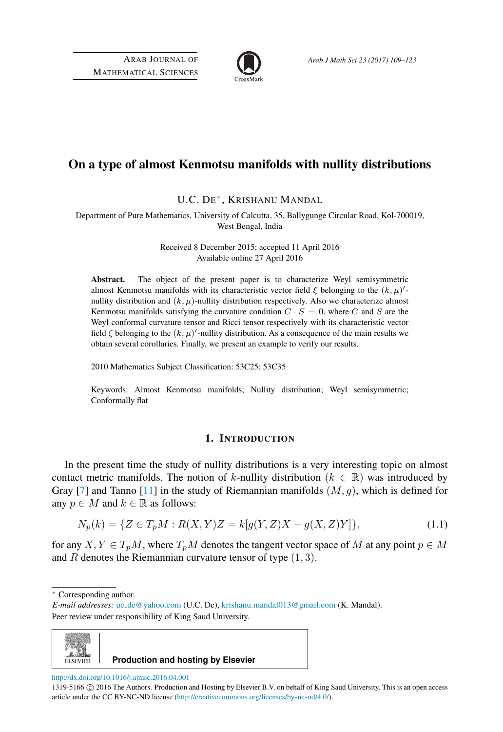# On a type of almost Kenmotsu manifolds with nullity distributions

U.C. DE*, KRISHANU MANDAL

Department of Pure Mathematics, University of Calcutta, 35, Ballygunge Circular Road, Kol-700019, West Bengal, India

Received 8 December 2015; accepted 11 April 2016
Available online 27 April 2016

**Abstract.** The object of the present paper is to characterize Weyl semisymmetric almost Kenmotsu manifolds with its characteristic vector field $\xi$ belonging to the $(k,\mu)'$-nullity distribution and $(k,\mu)$-nullity distribution respectively. Also we characterize almost Kenmotsu manifolds satisfying the curvature condition $C \cdot S = 0$, where $C$ and $S$ are the Weyl conformal curvature tensor and Ricci tensor respectively with its characteristic vector field $\xi$ belonging to the $(k,\mu)'$-nullity distribution. As a consequence of the main results we obtain several corollaries. Finally, we present an example to verify our results.

2010 Mathematics Subject Classification: 53C25; 53C35

Keywords: Almost Kenmotsu manifolds; Nullity distribution; Weyl semisymmetric; Conformally flat

## 1. Introduction

In the present time the study of nullity distributions is a very interesting topic on almost contact metric manifolds. The notion of $k$-nullity distribution ($k \in \mathbb{R}$) was introduced by Gray [7] and Tanno [11] in the study of Riemannian manifolds $(M,g)$, which is defined for any $p \in M$ and $k \in \mathbb{R}$ as follows:

$$N_p(k) = \{Z \in T_pM : R(X,Y)Z = k[g(Y,Z)X - g(X,Z)Y]\}, \tag{1.1}$$

for any $X, Y \in T_pM$, where $T_pM$ denotes the tangent vector space of $M$ at any point $p \in M$ and $R$ denotes the Riemannian curvature tensor of type $(1,3)$.

---

* Corresponding author.

*E-mail addresses:* uc_de@yahoo.com (U.C. De), krishanu.mandal013@gmail.com (K. Mandal).

Peer review under responsibility of King Saud University.

Production and hosting by Elsevier

http://dx.doi.org/10.1016/j.ajmsc.2016.04.001

1319-5166 © 2016 The Authors. Production and Hosting by Elsevier B.V. on behalf of King Saud University. This is an open access article under the CC BY-NC-ND license (http://creativecommons.org/licenses/by-nc-nd/4.0/).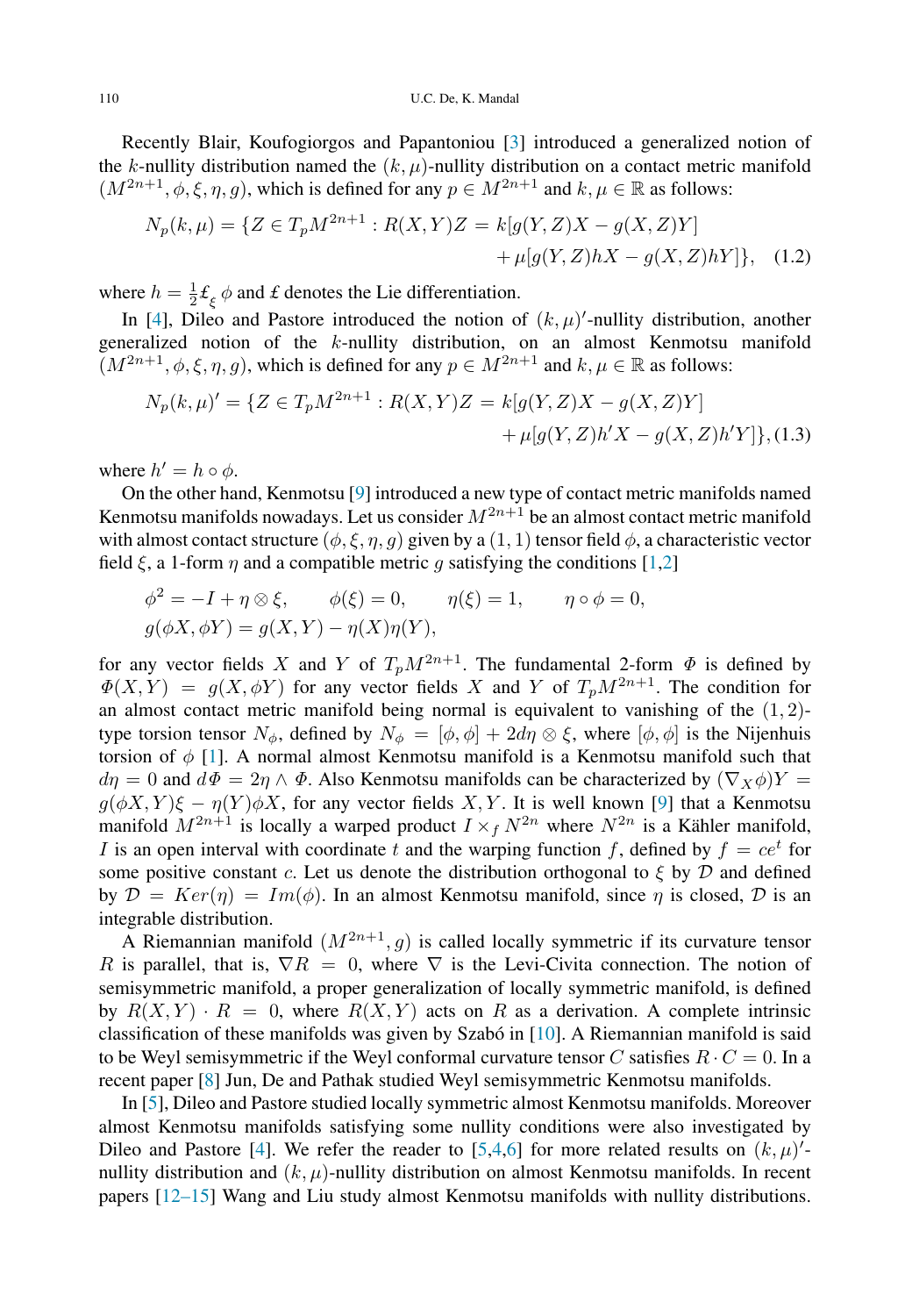Recently Blair, Koufogiorgos and Papantoniou [3] introduced a generalized notion of the $k$-nullity distribution named the $(k,\mu)$-nullity distribution on a contact metric manifold $(M^{2n+1},\phi,\xi,\eta,g)$, which is defined for any $p\in M^{2n+1}$ and $k,\mu\in\mathbb{R}$ as follows:

$$N_p(k,\mu)=\{Z\in T_pM^{2n+1}:R(X,Y)Z=k[g(Y,Z)X-g(X,Z)Y]+\mu[g(Y,Z)hX-g(X,Z)hY]\},\quad (1.2)$$

where $h=\frac{1}{2}\pounds_{\xi}\phi$ and $\pounds$ denotes the Lie differentiation.

In [4], Dileo and Pastore introduced the notion of $(k,\mu)'$-nullity distribution, another generalized notion of the $k$-nullity distribution, on an almost Kenmotsu manifold $(M^{2n+1},\phi,\xi,\eta,g)$, which is defined for any $p\in M^{2n+1}$ and $k,\mu\in\mathbb{R}$ as follows:

$$N_p(k,\mu)'=\{Z\in T_pM^{2n+1}:R(X,Y)Z=k[g(Y,Z)X-g(X,Z)Y]+\mu[g(Y,Z)h'X-g(X,Z)h'Y]\},\quad (1.3)$$

where $h'=h\circ\phi$.

On the other hand, Kenmotsu [9] introduced a new type of contact metric manifolds named Kenmotsu manifolds nowadays. Let us consider $M^{2n+1}$ be an almost contact metric manifold with almost contact structure $(\phi,\xi,\eta,g)$ given by a $(1,1)$ tensor field $\phi$, a characteristic vector field $\xi$, a 1-form $\eta$ and a compatible metric $g$ satisfying the conditions [1,2]

$$\phi^2=-I+\eta\otimes\xi,\qquad \phi(\xi)=0,\qquad \eta(\xi)=1,\qquad \eta\circ\phi=0,$$
$$g(\phi X,\phi Y)=g(X,Y)-\eta(X)\eta(Y),$$

for any vector fields $X$ and $Y$ of $T_pM^{2n+1}$. The fundamental 2-form $\Phi$ is defined by $\Phi(X,Y)=g(X,\phi Y)$ for any vector fields $X$ and $Y$ of $T_pM^{2n+1}$. The condition for an almost contact metric manifold being normal is equivalent to vanishing of the $(1,2)$-type torsion tensor $N_\phi$, defined by $N_\phi=[\phi,\phi]+2d\eta\otimes\xi$, where $[\phi,\phi]$ is the Nijenhuis torsion of $\phi$ [1]. A normal almost Kenmotsu manifold is a Kenmotsu manifold such that $d\eta=0$ and $d\Phi=2\eta\wedge\Phi$. Also Kenmotsu manifolds can be characterized by $(\nabla_X\phi)Y=g(\phi X,Y)\xi-\eta(Y)\phi X$, for any vector fields $X,Y$. It is well known [9] that a Kenmotsu manifold $M^{2n+1}$ is locally a warped product $I\times_f N^{2n}$ where $N^{2n}$ is a Kähler manifold, $I$ is an open interval with coordinate $t$ and the warping function $f$, defined by $f=ce^t$ for some positive constant $c$. Let us denote the distribution orthogonal to $\xi$ by $\mathcal{D}$ and defined by $\mathcal{D}=Ker(\eta)=Im(\phi)$. In an almost Kenmotsu manifold, since $\eta$ is closed, $\mathcal{D}$ is an integrable distribution.

A Riemannian manifold $(M^{2n+1},g)$ is called locally symmetric if its curvature tensor $R$ is parallel, that is, $\nabla R=0$, where $\nabla$ is the Levi-Civita connection. The notion of semisymmetric manifold, a proper generalization of locally symmetric manifold, is defined by $R(X,Y)\cdot R=0$, where $R(X,Y)$ acts on $R$ as a derivation. A complete intrinsic classification of these manifolds was given by Szabó in [10]. A Riemannian manifold is said to be Weyl semisymmetric if the Weyl conformal curvature tensor $C$ satisfies $R\cdot C=0$. In a recent paper [8] Jun, De and Pathak studied Weyl semisymmetric Kenmotsu manifolds.

In [5], Dileo and Pastore studied locally symmetric almost Kenmotsu manifolds. Moreover almost Kenmotsu manifolds satisfying some nullity conditions were also investigated by Dileo and Pastore [4]. We refer the reader to [5,4,6] for more related results on $(k,\mu)'$-nullity distribution and $(k,\mu)$-nullity distribution on almost Kenmotsu manifolds. In recent papers [12–15] Wang and Liu study almost Kenmotsu manifolds with nullity distributions.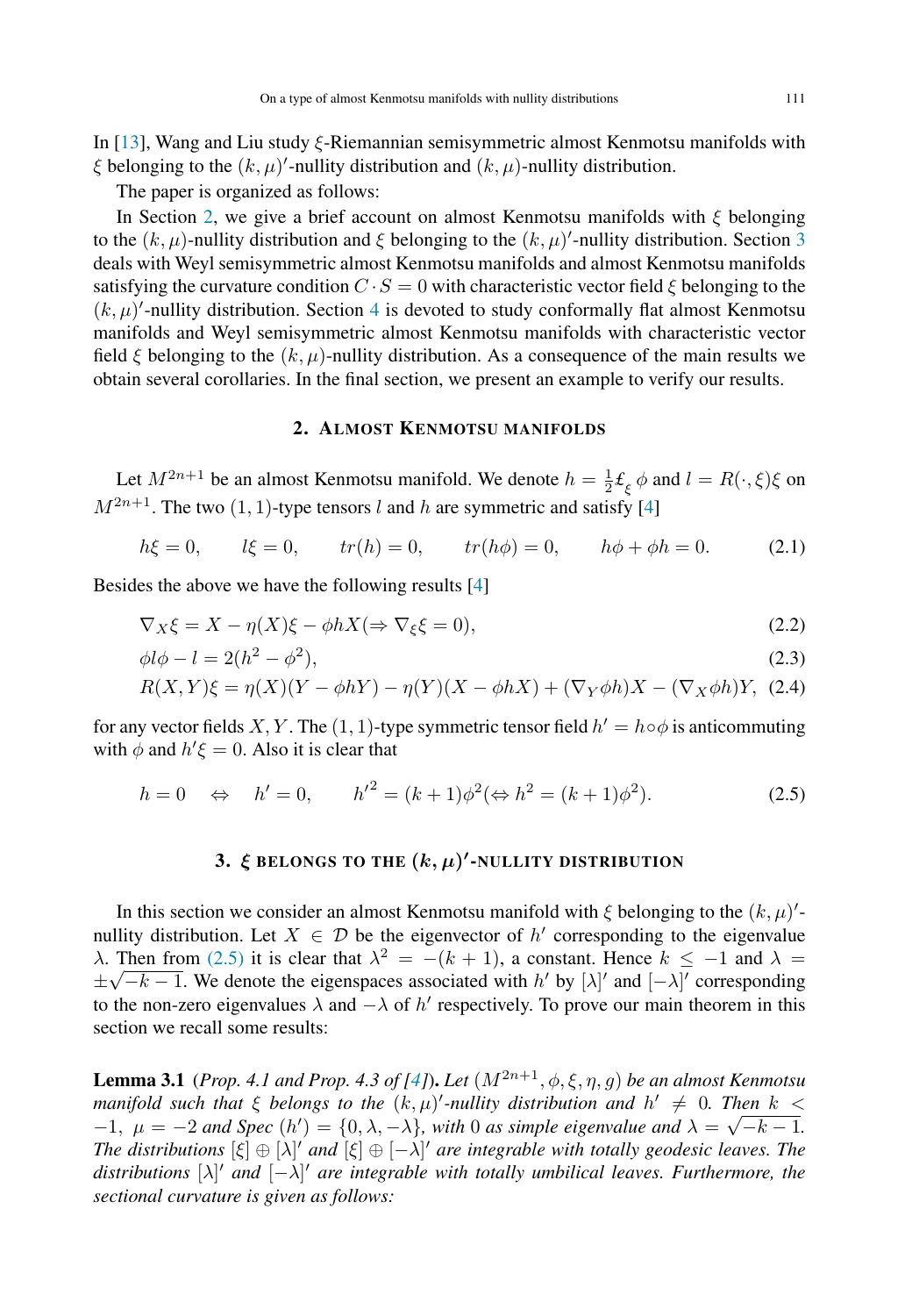In [13], Wang and Liu study $\xi$-Riemannian semisymmetric almost Kenmotsu manifolds with $\xi$ belonging to the $(k,\mu)'$-nullity distribution and $(k,\mu)$-nullity distribution.

The paper is organized as follows:

In Section 2, we give a brief account on almost Kenmotsu manifolds with $\xi$ belonging to the $(k,\mu)$-nullity distribution and $\xi$ belonging to the $(k,\mu)'$-nullity distribution. Section 3 deals with Weyl semisymmetric almost Kenmotsu manifolds and almost Kenmotsu manifolds satisfying the curvature condition $C \cdot S = 0$ with characteristic vector field $\xi$ belonging to the $(k,\mu)'$-nullity distribution. Section 4 is devoted to study conformally flat almost Kenmotsu manifolds and Weyl semisymmetric almost Kenmotsu manifolds with characteristic vector field $\xi$ belonging to the $(k,\mu)$-nullity distribution. As a consequence of the main results we obtain several corollaries. In the final section, we present an example to verify our results.

## 2. Almost Kenmotsu manifolds

Let $M^{2n+1}$ be an almost Kenmotsu manifold. We denote $h = \frac{1}{2}\pounds_{\xi}\phi$ and $l = R(\cdot,\xi)\xi$ on $M^{2n+1}$. The two $(1,1)$-type tensors $l$ and $h$ are symmetric and satisfy [4]

$$h\xi = 0, \qquad l\xi = 0, \qquad tr(h) = 0, \qquad tr(h\phi) = 0, \qquad h\phi + \phi h = 0. \tag{2.1}$$

Besides the above we have the following results [4]

$$\nabla_X \xi = X - \eta(X)\xi - \phi h X (\Rightarrow \nabla_\xi \xi = 0), \tag{2.2}$$

$$\phi l \phi - l = 2(h^2 - \phi^2), \tag{2.3}$$

$$R(X,Y)\xi = \eta(X)(Y - \phi h Y) - \eta(Y)(X - \phi h X) + (\nabla_Y \phi h)X - (\nabla_X \phi h)Y, \tag{2.4}$$

for any vector fields $X, Y$. The $(1,1)$-type symmetric tensor field $h' = h \circ \phi$ is anticommuting with $\phi$ and $h'\xi = 0$. Also it is clear that

$$h = 0 \quad \Leftrightarrow \quad h' = 0, \qquad {h'}^2 = (k+1)\phi^2 (\Leftrightarrow h^2 = (k+1)\phi^2). \tag{2.5}$$

## 3. $\xi$ belongs to the $(k,\mu)'$-nullity distribution

In this section we consider an almost Kenmotsu manifold with $\xi$ belonging to the $(k,\mu)'$-nullity distribution. Let $X \in \mathcal{D}$ be the eigenvector of $h'$ corresponding to the eigenvalue $\lambda$. Then from (2.5) it is clear that $\lambda^2 = -(k+1)$, a constant. Hence $k \le -1$ and $\lambda = \pm\sqrt{-k-1}$. We denote the eigenspaces associated with $h'$ by $[\lambda]'$ and $[-\lambda]'$ corresponding to the non-zero eigenvalues $\lambda$ and $-\lambda$ of $h'$ respectively. To prove our main theorem in this section we recall some results:

**Lemma 3.1** (*Prop. 4.1 and Prop. 4.3 of [4]*). *Let $(M^{2n+1}, \phi, \xi, \eta, g)$ be an almost Kenmotsu manifold such that $\xi$ belongs to the $(k,\mu)'$-nullity distribution and $h' \neq 0$. Then $k < -1$, $\mu = -2$ and Spec $(h') = \{0, \lambda, -\lambda\}$, with 0 as simple eigenvalue and $\lambda = \sqrt{-k-1}$. The distributions $[\xi] \oplus [\lambda]'$ and $[\xi] \oplus [-\lambda]'$ are integrable with totally geodesic leaves. The distributions $[\lambda]'$ and $[-\lambda]'$ are integrable with totally umbilical leaves. Furthermore, the sectional curvature is given as follows:*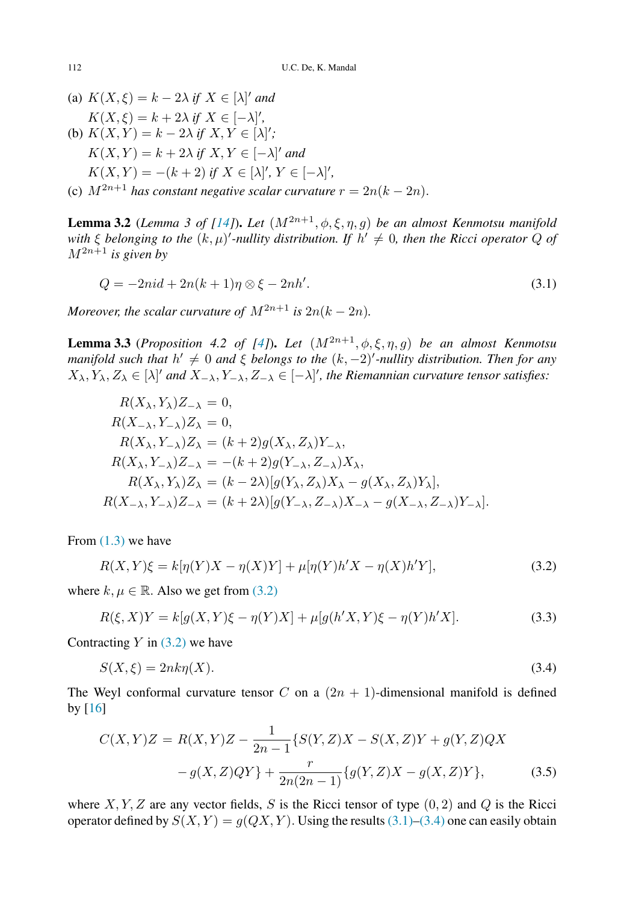(a) $K(X, \xi) = k - 2\lambda$ *if* $X \in [\lambda]'$ *and*

$K(X, \xi) = k + 2\lambda$ *if* $X \in [-\lambda]'$,

(b) $K(X, Y) = k - 2\lambda$ *if* $X, Y \in [\lambda]'$;

$K(X, Y) = k + 2\lambda$ *if* $X, Y \in [-\lambda]'$ *and*

$K(X, Y) = -(k + 2)$ *if* $X \in [\lambda]'$, $Y \in [-\lambda]'$,

(c) $M^{2n+1}$ *has constant negative scalar curvature* $r = 2n(k - 2n)$.

**Lemma 3.2** (*Lemma 3 of [14]*)**.** *Let* $(M^{2n+1}, \phi, \xi, \eta, g)$ *be an almost Kenmotsu manifold with* $\xi$ *belonging to the* $(k, \mu)'$*-nullity distribution. If* $h' \neq 0$*, then the Ricci operator* $Q$ *of* $M^{2n+1}$ *is given by*

$$Q = -2nid + 2n(k + 1)\eta \otimes \xi - 2nh'. \tag{3.1}$$

*Moreover, the scalar curvature of* $M^{2n+1}$ *is* $2n(k - 2n)$.

**Lemma 3.3** (*Proposition 4.2 of [4]*)**.** *Let* $(M^{2n+1}, \phi, \xi, \eta, g)$ *be an almost Kenmotsu manifold such that* $h' \neq 0$ *and* $\xi$ *belongs to the* $(k, -2)'$*-nullity distribution. Then for any* $X_\lambda, Y_\lambda, Z_\lambda \in [\lambda]'$ *and* $X_{-\lambda}, Y_{-\lambda}, Z_{-\lambda} \in [-\lambda]'$*, the Riemannian curvature tensor satisfies:*

$$\begin{aligned}
R(X_\lambda, Y_\lambda)Z_{-\lambda} &= 0,\\
R(X_{-\lambda}, Y_{-\lambda})Z_\lambda &= 0,\\
R(X_\lambda, Y_{-\lambda})Z_\lambda &= (k + 2)g(X_\lambda, Z_\lambda)Y_{-\lambda},\\
R(X_\lambda, Y_{-\lambda})Z_{-\lambda} &= -(k + 2)g(Y_{-\lambda}, Z_{-\lambda})X_\lambda,\\
R(X_\lambda, Y_\lambda)Z_\lambda &= (k - 2\lambda)[g(Y_\lambda, Z_\lambda)X_\lambda - g(X_\lambda, Z_\lambda)Y_\lambda],\\
R(X_{-\lambda}, Y_{-\lambda})Z_{-\lambda} &= (k + 2\lambda)[g(Y_{-\lambda}, Z_{-\lambda})X_{-\lambda} - g(X_{-\lambda}, Z_{-\lambda})Y_{-\lambda}].
\end{aligned}$$

From (1.3) we have

$$R(X, Y)\xi = k[\eta(Y)X - \eta(X)Y] + \mu[\eta(Y)h'X - \eta(X)h'Y], \tag{3.2}$$

where $k, \mu \in \mathbb{R}$. Also we get from (3.2)

$$R(\xi, X)Y = k[g(X, Y)\xi - \eta(Y)X] + \mu[g(h'X, Y)\xi - \eta(Y)h'X]. \tag{3.3}$$

Contracting $Y$ in (3.2) we have

$$S(X, \xi) = 2nk\eta(X). \tag{3.4}$$

The Weyl conformal curvature tensor $C$ on a $(2n + 1)$-dimensional manifold is defined by [16]

$$\begin{aligned}
C(X, Y)Z = R(X, Y)Z &- \frac{1}{2n - 1}\{S(Y, Z)X - S(X, Z)Y + g(Y, Z)QX\\
&- g(X, Z)QY\} + \frac{r}{2n(2n - 1)}\{g(Y, Z)X - g(X, Z)Y\},
\end{aligned} \tag{3.5}$$

where $X, Y, Z$ are any vector fields, $S$ is the Ricci tensor of type $(0, 2)$ and $Q$ is the Ricci operator defined by $S(X, Y) = g(QX, Y)$. Using the results (3.1)–(3.4) one can easily obtain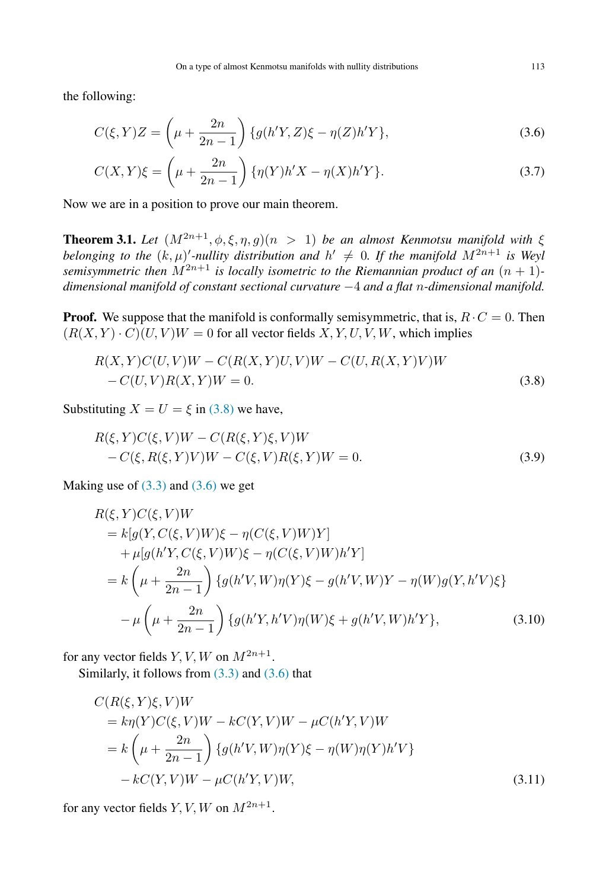the following:

$$C(\xi, Y)Z = \left(\mu + \frac{2n}{2n-1}\right)\{g(h'Y, Z)\xi - \eta(Z)h'Y\}, \tag{3.6}$$

$$C(X, Y)\xi = \left(\mu + \frac{2n}{2n-1}\right)\{\eta(Y)h'X - \eta(X)h'Y\}. \tag{3.7}$$

Now we are in a position to prove our main theorem.

**Theorem 3.1.** *Let $(M^{2n+1}, \phi, \xi, \eta, g)(n > 1)$ be an almost Kenmotsu manifold with $\xi$ belonging to the $(k, \mu)'$-nullity distribution and $h' \neq 0$. If the manifold $M^{2n+1}$ is Weyl semisymmetric then $M^{2n+1}$ is locally isometric to the Riemannian product of an $(n+1)$-dimensional manifold of constant sectional curvature $-4$ and a flat $n$-dimensional manifold.*

**Proof.** We suppose that the manifold is conformally semisymmetric, that is, $R \cdot C = 0$. Then $(R(X, Y) \cdot C)(U, V)W = 0$ for all vector fields $X, Y, U, V, W$, which implies

$$\begin{aligned} &R(X, Y)C(U, V)W - C(R(X, Y)U, V)W - C(U, R(X, Y)V)W \\ &- C(U, V)R(X, Y)W = 0. \end{aligned} \tag{3.8}$$

Substituting $X = U = \xi$ in (3.8) we have,

$$\begin{aligned} &R(\xi, Y)C(\xi, V)W - C(R(\xi, Y)\xi, V)W \\ &- C(\xi, R(\xi, Y)V)W - C(\xi, V)R(\xi, Y)W = 0. \end{aligned} \tag{3.9}$$

Making use of (3.3) and (3.6) we get

$$\begin{aligned} &R(\xi, Y)C(\xi, V)W \\ &= k[g(Y, C(\xi, V)W)\xi - \eta(C(\xi, V)W)Y] \\ &\quad + \mu[g(h'Y, C(\xi, V)W)\xi - \eta(C(\xi, V)W)h'Y] \\ &= k\left(\mu + \frac{2n}{2n-1}\right)\{g(h'V, W)\eta(Y)\xi - g(h'V, W)Y - \eta(W)g(Y, h'V)\xi\} \\ &\quad - \mu\left(\mu + \frac{2n}{2n-1}\right)\{g(h'Y, h'V)\eta(W)\xi + g(h'V, W)h'Y\}, \end{aligned} \tag{3.10}$$

for any vector fields $Y, V, W$ on $M^{2n+1}$.

Similarly, it follows from (3.3) and (3.6) that

$$\begin{aligned} &C(R(\xi, Y)\xi, V)W \\ &= k\eta(Y)C(\xi, V)W - kC(Y, V)W - \mu C(h'Y, V)W \\ &= k\left(\mu + \frac{2n}{2n-1}\right)\{g(h'V, W)\eta(Y)\xi - \eta(W)\eta(Y)h'V\} \\ &\quad - kC(Y, V)W - \mu C(h'Y, V)W, \end{aligned} \tag{3.11}$$

for any vector fields $Y, V, W$ on $M^{2n+1}$.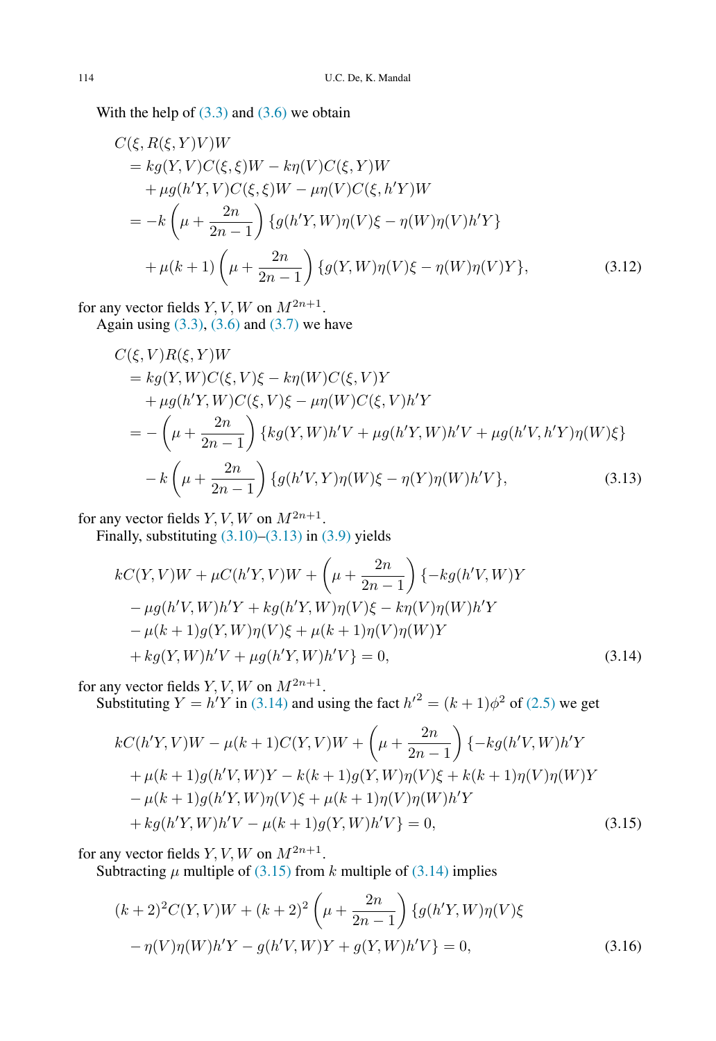With the help of (3.3) and (3.6) we obtain

$$
\begin{aligned}
&C(\xi, R(\xi, Y)V)W \\
&= kg(Y,V)C(\xi,\xi)W - k\eta(V)C(\xi,Y)W \\
&\quad + \mu g(h'Y,V)C(\xi,\xi)W - \mu\eta(V)C(\xi,h'Y)W \\
&= -k\left(\mu + \frac{2n}{2n-1}\right)\{g(h'Y,W)\eta(V)\xi - \eta(W)\eta(V)h'Y\} \\
&\quad + \mu(k+1)\left(\mu + \frac{2n}{2n-1}\right)\{g(Y,W)\eta(V)\xi - \eta(W)\eta(V)Y\},
\end{aligned}
\tag{3.12}
$$

for any vector fields $Y, V, W$ on $M^{2n+1}$.

Again using (3.3), (3.6) and (3.7) we have

$$
\begin{aligned}
&C(\xi, V)R(\xi, Y)W \\
&= kg(Y,W)C(\xi,V)\xi - k\eta(W)C(\xi,V)Y \\
&\quad + \mu g(h'Y,W)C(\xi,V)\xi - \mu\eta(W)C(\xi,V)h'Y \\
&= -\left(\mu + \frac{2n}{2n-1}\right)\{kg(Y,W)h'V + \mu g(h'Y,W)h'V + \mu g(h'V,h'Y)\eta(W)\xi\} \\
&\quad - k\left(\mu + \frac{2n}{2n-1}\right)\{g(h'V,Y)\eta(W)\xi - \eta(Y)\eta(W)h'V\},
\end{aligned}
\tag{3.13}
$$

for any vector fields $Y, V, W$ on $M^{2n+1}$.

Finally, substituting (3.10)–(3.13) in (3.9) yields

$$
\begin{aligned}
&kC(Y,V)W + \mu C(h'Y,V)W + \left(\mu + \frac{2n}{2n-1}\right)\{-kg(h'V,W)Y \\
&- \mu g(h'V,W)h'Y + kg(h'Y,W)\eta(V)\xi - k\eta(V)\eta(W)h'Y \\
&- \mu(k+1)g(Y,W)\eta(V)\xi + \mu(k+1)\eta(V)\eta(W)Y \\
&+ kg(Y,W)h'V + \mu g(h'Y,W)h'V\} = 0,
\end{aligned}
\tag{3.14}
$$

for any vector fields $Y, V, W$ on $M^{2n+1}$.

Substituting $Y = h'Y$ in (3.14) and using the fact $h'^2 = (k+1)\phi^2$ of (2.5) we get

$$
\begin{aligned}
&kC(h'Y,V)W - \mu(k+1)C(Y,V)W + \left(\mu + \frac{2n}{2n-1}\right)\{-kg(h'V,W)h'Y \\
&+ \mu(k+1)g(h'V,W)Y - k(k+1)g(Y,W)\eta(V)\xi + k(k+1)\eta(V)\eta(W)Y \\
&- \mu(k+1)g(h'Y,W)\eta(V)\xi + \mu(k+1)\eta(V)\eta(W)h'Y \\
&+ kg(h'Y,W)h'V - \mu(k+1)g(Y,W)h'V\} = 0,
\end{aligned}
\tag{3.15}
$$

for any vector fields $Y, V, W$ on $M^{2n+1}$.

Subtracting $\mu$ multiple of (3.15) from $k$ multiple of (3.14) implies

$$
\begin{aligned}
&(k+2)^2 C(Y,V)W + (k+2)^2\left(\mu + \frac{2n}{2n-1}\right)\{g(h'Y,W)\eta(V)\xi \\
&- \eta(V)\eta(W)h'Y - g(h'V,W)Y + g(Y,W)h'V\} = 0,
\end{aligned}
\tag{3.16}
$$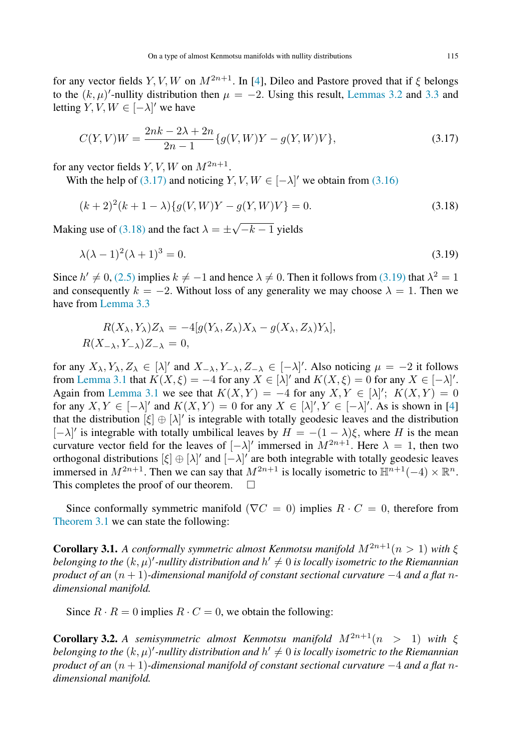for any vector fields $Y, V, W$ on $M^{2n+1}$. In [4], Dileo and Pastore proved that if $\xi$ belongs to the $(k,\mu)'$-nullity distribution then $\mu = -2$. Using this result, Lemmas 3.2 and 3.3 and letting $Y, V, W \in [-\lambda]'$ we have

$$C(Y,V)W = \frac{2nk - 2\lambda + 2n}{2n-1}\{g(V,W)Y - g(Y,W)V\}, \tag{3.17}$$

for any vector fields $Y, V, W$ on $M^{2n+1}$.

With the help of (3.17) and noticing $Y, V, W \in [-\lambda]'$ we obtain from (3.16)

$$(k+2)^2(k+1-\lambda)\{g(V,W)Y - g(Y,W)V\} = 0. \tag{3.18}$$

Making use of (3.18) and the fact $\lambda = \pm\sqrt{-k-1}$ yields

$$\lambda(\lambda - 1)^2(\lambda + 1)^3 = 0. \tag{3.19}$$

Since $h' \neq 0$, (2.5) implies $k \neq -1$ and hence $\lambda \neq 0$. Then it follows from (3.19) that $\lambda^2 = 1$ and consequently $k = -2$. Without loss of any generality we may choose $\lambda = 1$. Then we have from Lemma 3.3

$$\begin{aligned} R(X_\lambda, Y_\lambda)Z_\lambda &= -4[g(Y_\lambda, Z_\lambda)X_\lambda - g(X_\lambda, Z_\lambda)Y_\lambda], \\ R(X_{-\lambda}, Y_{-\lambda})Z_{-\lambda} &= 0, \end{aligned}$$

for any $X_\lambda, Y_\lambda, Z_\lambda \in [\lambda]'$ and $X_{-\lambda}, Y_{-\lambda}, Z_{-\lambda} \in [-\lambda]'$. Also noticing $\mu = -2$ it follows from Lemma 3.1 that $K(X,\xi) = -4$ for any $X \in [\lambda]'$ and $K(X,\xi) = 0$ for any $X \in [-\lambda]'$. Again from Lemma 3.1 we see that $K(X,Y) = -4$ for any $X, Y \in [\lambda]'$; $K(X,Y) = 0$ for any $X, Y \in [-\lambda]'$ and $K(X,Y) = 0$ for any $X \in [\lambda]', Y \in [-\lambda]'$. As is shown in [4] that the distribution $[\xi] \oplus [\lambda]'$ is integrable with totally geodesic leaves and the distribution $[-\lambda]'$ is integrable with totally umbilical leaves by $H = -(1-\lambda)\xi$, where $H$ is the mean curvature vector field for the leaves of $[-\lambda]'$ immersed in $M^{2n+1}$. Here $\lambda = 1$, then two orthogonal distributions $[\xi] \oplus [\lambda]'$ and $[-\lambda]'$ are both integrable with totally geodesic leaves immersed in $M^{2n+1}$. Then we can say that $M^{2n+1}$ is locally isometric to $\mathbb{H}^{n+1}(-4) \times \mathbb{R}^n$. This completes the proof of our theorem. □

Since conformally symmetric manifold ($\nabla C = 0$) implies $R \cdot C = 0$, therefore from Theorem 3.1 we can state the following:

**Corollary 3.1.** *A conformally symmetric almost Kenmotsu manifold $M^{2n+1}(n > 1)$ with $\xi$ belonging to the $(k,\mu)'$-nullity distribution and $h' \neq 0$ is locally isometric to the Riemannian product of an $(n+1)$-dimensional manifold of constant sectional curvature $-4$ and a flat $n$-dimensional manifold.*

Since $R \cdot R = 0$ implies $R \cdot C = 0$, we obtain the following:

**Corollary 3.2.** *A semisymmetric almost Kenmotsu manifold $M^{2n+1}(n > 1)$ with $\xi$ belonging to the $(k,\mu)'$-nullity distribution and $h' \neq 0$ is locally isometric to the Riemannian product of an $(n+1)$-dimensional manifold of constant sectional curvature $-4$ and a flat $n$-dimensional manifold.*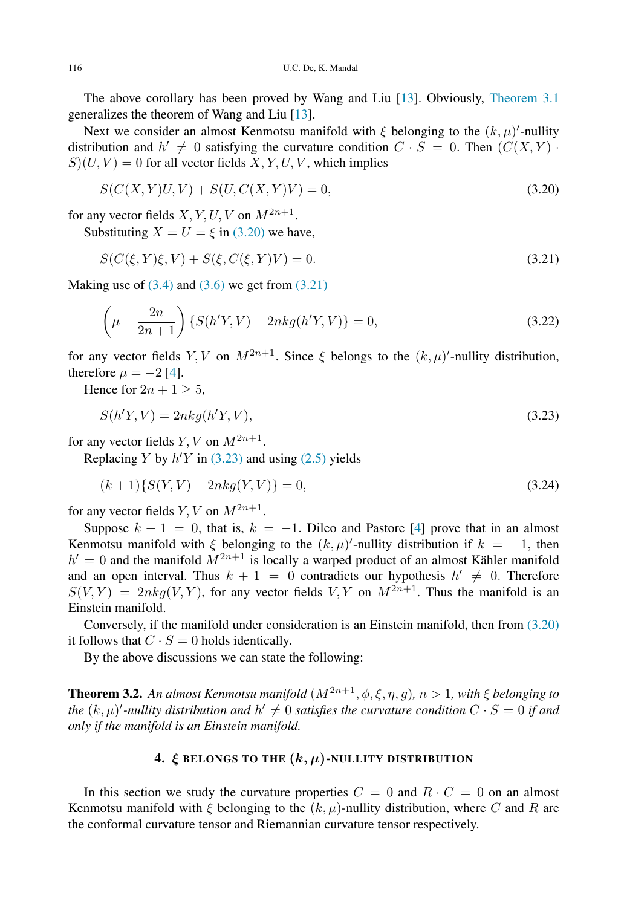The above corollary has been proved by Wang and Liu [13]. Obviously, Theorem 3.1 generalizes the theorem of Wang and Liu [13].

Next we consider an almost Kenmotsu manifold with $\xi$ belonging to the $(k,\mu)'$-nullity distribution and $h' \neq 0$ satisfying the curvature condition $C \cdot S = 0$. Then $(C(X,Y) \cdot S)(U,V) = 0$ for all vector fields $X, Y, U, V$, which implies

$$S(C(X,Y)U,V) + S(U, C(X,Y)V) = 0, \tag{3.20}$$

for any vector fields $X, Y, U, V$ on $M^{2n+1}$.

Substituting $X = U = \xi$ in (3.20) we have,

$$S(C(\xi,Y)\xi,V) + S(\xi, C(\xi,Y)V) = 0. \tag{3.21}$$

Making use of (3.4) and (3.6) we get from (3.21)

$$\left(\mu + \frac{2n}{2n+1}\right)\{S(h'Y,V) - 2nkg(h'Y,V)\} = 0, \tag{3.22}$$

for any vector fields $Y, V$ on $M^{2n+1}$. Since $\xi$ belongs to the $(k,\mu)'$-nullity distribution, therefore $\mu = -2$ [4].

Hence for $2n+1 \geq 5$,

$$S(h'Y,V) = 2nkg(h'Y,V), \tag{3.23}$$

for any vector fields $Y, V$ on $M^{2n+1}$.

Replacing $Y$ by $h'Y$ in (3.23) and using (2.5) yields

$$(k+1)\{S(Y,V) - 2nkg(Y,V)\} = 0, \tag{3.24}$$

for any vector fields $Y, V$ on $M^{2n+1}$.

Suppose $k+1 = 0$, that is, $k = -1$. Dileo and Pastore [4] prove that in an almost Kenmotsu manifold with $\xi$ belonging to the $(k,\mu)'$-nullity distribution if $k = -1$, then $h' = 0$ and the manifold $M^{2n+1}$ is locally a warped product of an almost Kähler manifold and an open interval. Thus $k+1 = 0$ contradicts our hypothesis $h' \neq 0$. Therefore $S(V,Y) = 2nkg(V,Y)$, for any vector fields $V, Y$ on $M^{2n+1}$. Thus the manifold is an Einstein manifold.

Conversely, if the manifold under consideration is an Einstein manifold, then from (3.20) it follows that $C \cdot S = 0$ holds identically.

By the above discussions we can state the following:

**Theorem 3.2.** *An almost Kenmotsu manifold $(M^{2n+1}, \phi, \xi, \eta, g)$, $n > 1$, with $\xi$ belonging to the $(k,\mu)'$-nullity distribution and $h' \neq 0$ satisfies the curvature condition $C \cdot S = 0$ if and only if the manifold is an Einstein manifold.*

## 4. $\xi$ BELONGS TO THE $(k,\mu)$-NULLITY DISTRIBUTION

In this section we study the curvature properties $C = 0$ and $R \cdot C = 0$ on an almost Kenmotsu manifold with $\xi$ belonging to the $(k,\mu)$-nullity distribution, where $C$ and $R$ are the conformal curvature tensor and Riemannian curvature tensor respectively.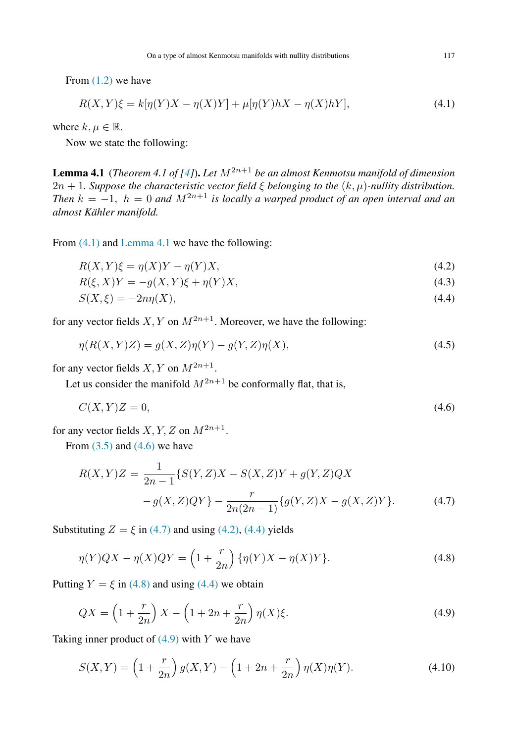From (1.2) we have

$$R(X,Y)\xi = k[\eta(Y)X - \eta(X)Y] + \mu[\eta(Y)hX - \eta(X)hY], \tag{4.1}$$

where $k, \mu \in \mathbb{R}$.

Now we state the following:

**Lemma 4.1** (*Theorem 4.1 of [4]*). *Let $M^{2n+1}$ be an almost Kenmotsu manifold of dimension $2n+1$. Suppose the characteristic vector field $\xi$ belonging to the $(k,\mu)$-nullity distribution. Then $k = -1,\ h = 0$ and $M^{2n+1}$ is locally a warped product of an open interval and an almost Kähler manifold.*

From (4.1) and Lemma 4.1 we have the following:

$$R(X,Y)\xi = \eta(X)Y - \eta(Y)X, \tag{4.2}$$

$$R(\xi,X)Y = -g(X,Y)\xi + \eta(Y)X, \tag{4.3}$$

$$S(X,\xi) = -2n\eta(X), \tag{4.4}$$

for any vector fields $X, Y$ on $M^{2n+1}$. Moreover, we have the following:

$$\eta(R(X,Y)Z) = g(X,Z)\eta(Y) - g(Y,Z)\eta(X), \tag{4.5}$$

for any vector fields $X, Y$ on $M^{2n+1}$.

Let us consider the manifold $M^{2n+1}$ be conformally flat, that is,

$$C(X,Y)Z = 0, \tag{4.6}$$

for any vector fields $X, Y, Z$ on $M^{2n+1}$.

From (3.5) and (4.6) we have

$$R(X,Y)Z = \frac{1}{2n-1}\{S(Y,Z)X - S(X,Z)Y + g(Y,Z)QX - g(X,Z)QY\} - \frac{r}{2n(2n-1)}\{g(Y,Z)X - g(X,Z)Y\}. \tag{4.7}$$

Substituting $Z = \xi$ in (4.7) and using (4.2), (4.4) yields

$$\eta(Y)QX - \eta(X)QY = \left(1 + \frac{r}{2n}\right)\{\eta(Y)X - \eta(X)Y\}. \tag{4.8}$$

Putting $Y = \xi$ in (4.8) and using (4.4) we obtain

$$QX = \left(1 + \frac{r}{2n}\right)X - \left(1 + 2n + \frac{r}{2n}\right)\eta(X)\xi. \tag{4.9}$$

Taking inner product of (4.9) with $Y$ we have

$$S(X,Y) = \left(1 + \frac{r}{2n}\right)g(X,Y) - \left(1 + 2n + \frac{r}{2n}\right)\eta(X)\eta(Y). \tag{4.10}$$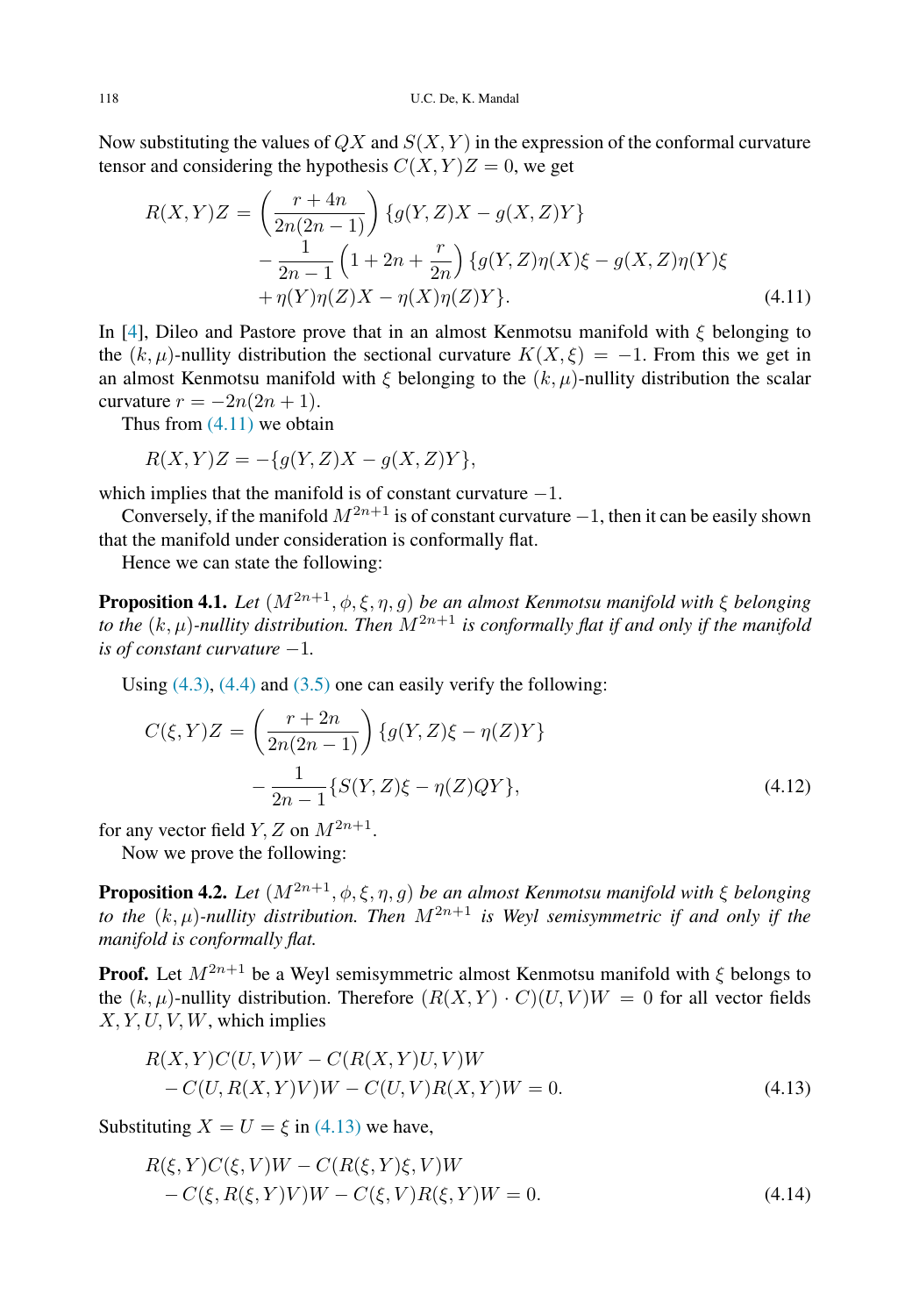Now substituting the values of $QX$ and $S(X,Y)$ in the expression of the conformal curvature tensor and considering the hypothesis $C(X,Y)Z=0$, we get

$$
\begin{aligned}
R(X,Y)Z = &\left(\frac{r+4n}{2n(2n-1)}\right)\{g(Y,Z)X - g(X,Z)Y\} \\
&- \frac{1}{2n-1}\left(1+2n+\frac{r}{2n}\right)\{g(Y,Z)\eta(X)\xi - g(X,Z)\eta(Y)\xi \\
&+ \eta(Y)\eta(Z)X - \eta(X)\eta(Z)Y\}. 
\end{aligned}
\tag{4.11}
$$

In [4], Dileo and Pastore prove that in an almost Kenmotsu manifold with $\xi$ belonging to the $(k,\mu)$-nullity distribution the sectional curvature $K(X,\xi) = -1$. From this we get in an almost Kenmotsu manifold with $\xi$ belonging to the $(k,\mu)$-nullity distribution the scalar curvature $r = -2n(2n+1)$.

Thus from (4.11) we obtain

$$
R(X,Y)Z = -\{g(Y,Z)X - g(X,Z)Y\},
$$

which implies that the manifold is of constant curvature $-1$.

Conversely, if the manifold $M^{2n+1}$ is of constant curvature $-1$, then it can be easily shown that the manifold under consideration is conformally flat.

Hence we can state the following:

**Proposition 4.1.** *Let $(M^{2n+1},\phi,\xi,\eta,g)$ be an almost Kenmotsu manifold with $\xi$ belonging to the $(k,\mu)$-nullity distribution. Then $M^{2n+1}$ is conformally flat if and only if the manifold is of constant curvature $-1$.*

Using (4.3), (4.4) and (3.5) one can easily verify the following:

$$
\begin{aligned}
C(\xi,Y)Z = &\left(\frac{r+2n}{2n(2n-1)}\right)\{g(Y,Z)\xi - \eta(Z)Y\} \\
&- \frac{1}{2n-1}\{S(Y,Z)\xi - \eta(Z)QY\},
\end{aligned}
\tag{4.12}
$$

for any vector field $Y,Z$ on $M^{2n+1}$.

Now we prove the following:

**Proposition 4.2.** *Let $(M^{2n+1},\phi,\xi,\eta,g)$ be an almost Kenmotsu manifold with $\xi$ belonging to the $(k,\mu)$-nullity distribution. Then $M^{2n+1}$ is Weyl semisymmetric if and only if the manifold is conformally flat.*

**Proof.** Let $M^{2n+1}$ be a Weyl semisymmetric almost Kenmotsu manifold with $\xi$ belongs to the $(k,\mu)$-nullity distribution. Therefore $(R(X,Y)\cdot C)(U,V)W = 0$ for all vector fields $X,Y,U,V,W$, which implies

$$
\begin{aligned}
&R(X,Y)C(U,V)W - C(R(X,Y)U,V)W \\
&- C(U,R(X,Y)V)W - C(U,V)R(X,Y)W = 0.
\end{aligned}
\tag{4.13}
$$

Substituting $X = U = \xi$ in (4.13) we have,

$$
\begin{aligned}
&R(\xi,Y)C(\xi,V)W - C(R(\xi,Y)\xi,V)W \\
&- C(\xi,R(\xi,Y)V)W - C(\xi,V)R(\xi,Y)W = 0.
\end{aligned}
\tag{4.14}
$$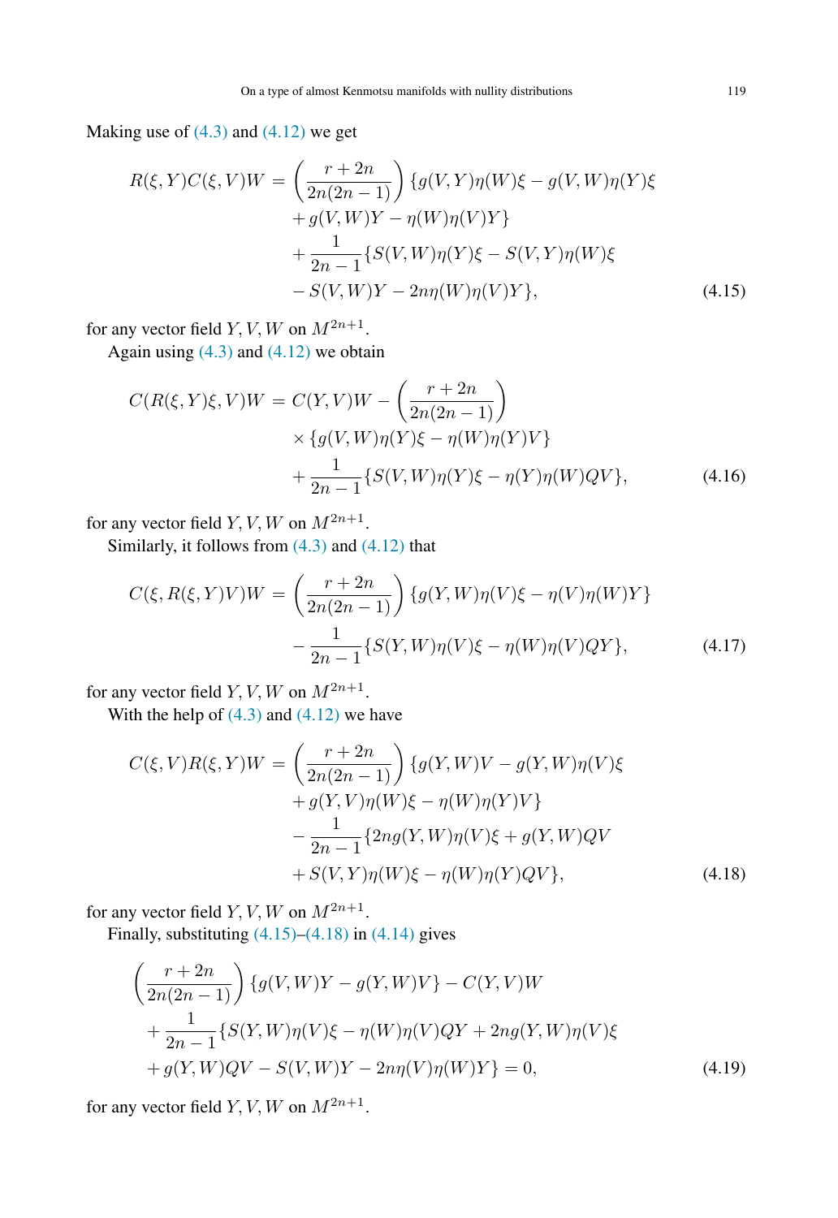Making use of (4.3) and (4.12) we get

$$
\begin{aligned}
R(\xi, Y)C(\xi, V)W = & \left(\frac{r+2n}{2n(2n-1)}\right)\{g(V,Y)\eta(W)\xi - g(V,W)\eta(Y)\xi \\
& + g(V,W)Y - \eta(W)\eta(V)Y\} \\
& + \frac{1}{2n-1}\{S(V,W)\eta(Y)\xi - S(V,Y)\eta(W)\xi \\
& - S(V,W)Y - 2n\eta(W)\eta(V)Y\},
\end{aligned} \tag{4.15}
$$

for any vector field $Y, V, W$ on $M^{2n+1}$.

Again using (4.3) and (4.12) we obtain

$$
\begin{aligned}
C(R(\xi, Y)\xi, V)W = & \, C(Y,V)W - \left(\frac{r+2n}{2n(2n-1)}\right) \\
& \times \{g(V,W)\eta(Y)\xi - \eta(W)\eta(Y)V\} \\
& + \frac{1}{2n-1}\{S(V,W)\eta(Y)\xi - \eta(Y)\eta(W)QV\},
\end{aligned} \tag{4.16}
$$

for any vector field $Y, V, W$ on $M^{2n+1}$.

Similarly, it follows from (4.3) and (4.12) that

$$
\begin{aligned}
C(\xi, R(\xi, Y)V)W = & \left(\frac{r+2n}{2n(2n-1)}\right)\{g(Y,W)\eta(V)\xi - \eta(V)\eta(W)Y\} \\
& - \frac{1}{2n-1}\{S(Y,W)\eta(V)\xi - \eta(W)\eta(V)QY\},
\end{aligned} \tag{4.17}
$$

for any vector field $Y, V, W$ on $M^{2n+1}$.

With the help of (4.3) and (4.12) we have

$$
\begin{aligned}
C(\xi, V)R(\xi, Y)W = & \left(\frac{r+2n}{2n(2n-1)}\right)\{g(Y,W)V - g(Y,W)\eta(V)\xi \\
& + g(Y,V)\eta(W)\xi - \eta(W)\eta(Y)V\} \\
& - \frac{1}{2n-1}\{2ng(Y,W)\eta(V)\xi + g(Y,W)QV \\
& + S(V,Y)\eta(W)\xi - \eta(W)\eta(Y)QV\},
\end{aligned} \tag{4.18}
$$

for any vector field $Y, V, W$ on $M^{2n+1}$.

Finally, substituting (4.15)–(4.18) in (4.14) gives

$$
\begin{aligned}
& \left(\frac{r+2n}{2n(2n-1)}\right)\{g(V,W)Y - g(Y,W)V\} - C(Y,V)W \\
& + \frac{1}{2n-1}\{S(Y,W)\eta(V)\xi - \eta(W)\eta(V)QY + 2ng(Y,W)\eta(V)\xi \\
& + g(Y,W)QV - S(V,W)Y - 2n\eta(V)\eta(W)Y\} = 0,
\end{aligned} \tag{4.19}
$$

for any vector field $Y, V, W$ on $M^{2n+1}$.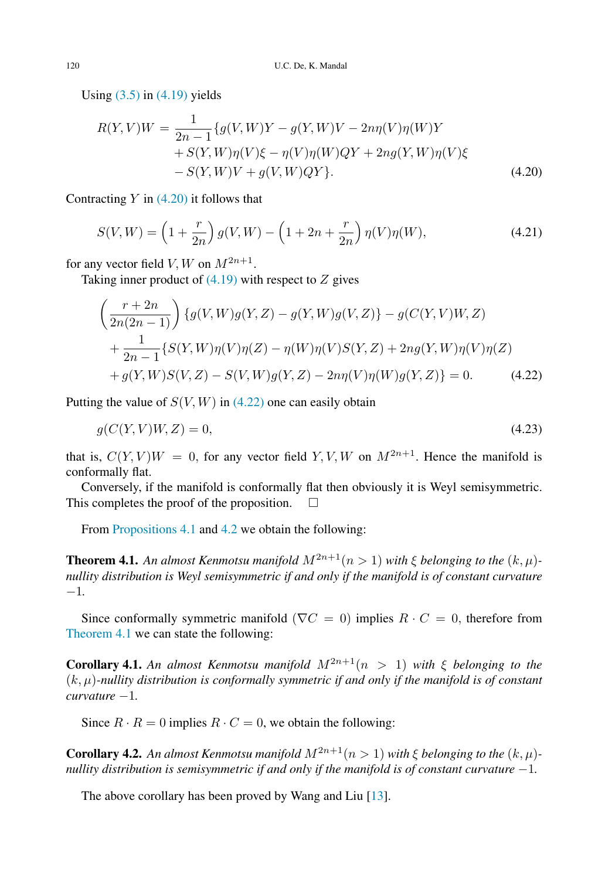Using (3.5) in (4.19) yields

$$
\begin{aligned}
R(Y,V)W = \frac{1}{2n-1}\{&g(V,W)Y - g(Y,W)V - 2n\eta(V)\eta(W)Y \\
&+ S(Y,W)\eta(V)\xi - \eta(V)\eta(W)QY + 2ng(Y,W)\eta(V)\xi \\
&- S(Y,W)V + g(V,W)QY\}.
\end{aligned} \tag{4.20}
$$

Contracting $Y$ in (4.20) it follows that

$$
S(V,W) = \left(1 + \frac{r}{2n}\right) g(V,W) - \left(1 + 2n + \frac{r}{2n}\right) \eta(V)\eta(W), \tag{4.21}
$$

for any vector field $V, W$ on $M^{2n+1}$.

Taking inner product of (4.19) with respect to $Z$ gives

$$
\begin{aligned}
&\left(\frac{r+2n}{2n(2n-1)}\right)\{g(V,W)g(Y,Z) - g(Y,W)g(V,Z)\} - g(C(Y,V)W,Z) \\
&+ \frac{1}{2n-1}\{S(Y,W)\eta(V)\eta(Z) - \eta(W)\eta(V)S(Y,Z) + 2ng(Y,W)\eta(V)\eta(Z) \\
&+ g(Y,W)S(V,Z) - S(V,W)g(Y,Z) - 2n\eta(V)\eta(W)g(Y,Z)\} = 0.
\end{aligned} \tag{4.22}
$$

Putting the value of $S(V,W)$ in (4.22) one can easily obtain

$$
g(C(Y,V)W,Z) = 0, \tag{4.23}
$$

that is, $C(Y,V)W = 0$, for any vector field $Y, V, W$ on $M^{2n+1}$. Hence the manifold is conformally flat.

Conversely, if the manifold is conformally flat then obviously it is Weyl semisymmetric. This completes the proof of the proposition. □

From Propositions 4.1 and 4.2 we obtain the following:

**Theorem 4.1.** *An almost Kenmotsu manifold $M^{2n+1}(n > 1)$ with $\xi$ belonging to the $(k,\mu)$-nullity distribution is Weyl semisymmetric if and only if the manifold is of constant curvature $-1$.*

Since conformally symmetric manifold ($\nabla C = 0$) implies $R \cdot C = 0$, therefore from Theorem 4.1 we can state the following:

**Corollary 4.1.** *An almost Kenmotsu manifold $M^{2n+1}(n > 1)$ with $\xi$ belonging to the $(k,\mu)$-nullity distribution is conformally symmetric if and only if the manifold is of constant curvature $-1$.*

Since $R \cdot R = 0$ implies $R \cdot C = 0$, we obtain the following:

**Corollary 4.2.** *An almost Kenmotsu manifold $M^{2n+1}(n > 1)$ with $\xi$ belonging to the $(k,\mu)$-nullity distribution is semisymmetric if and only if the manifold is of constant curvature $-1$.*

The above corollary has been proved by Wang and Liu [13].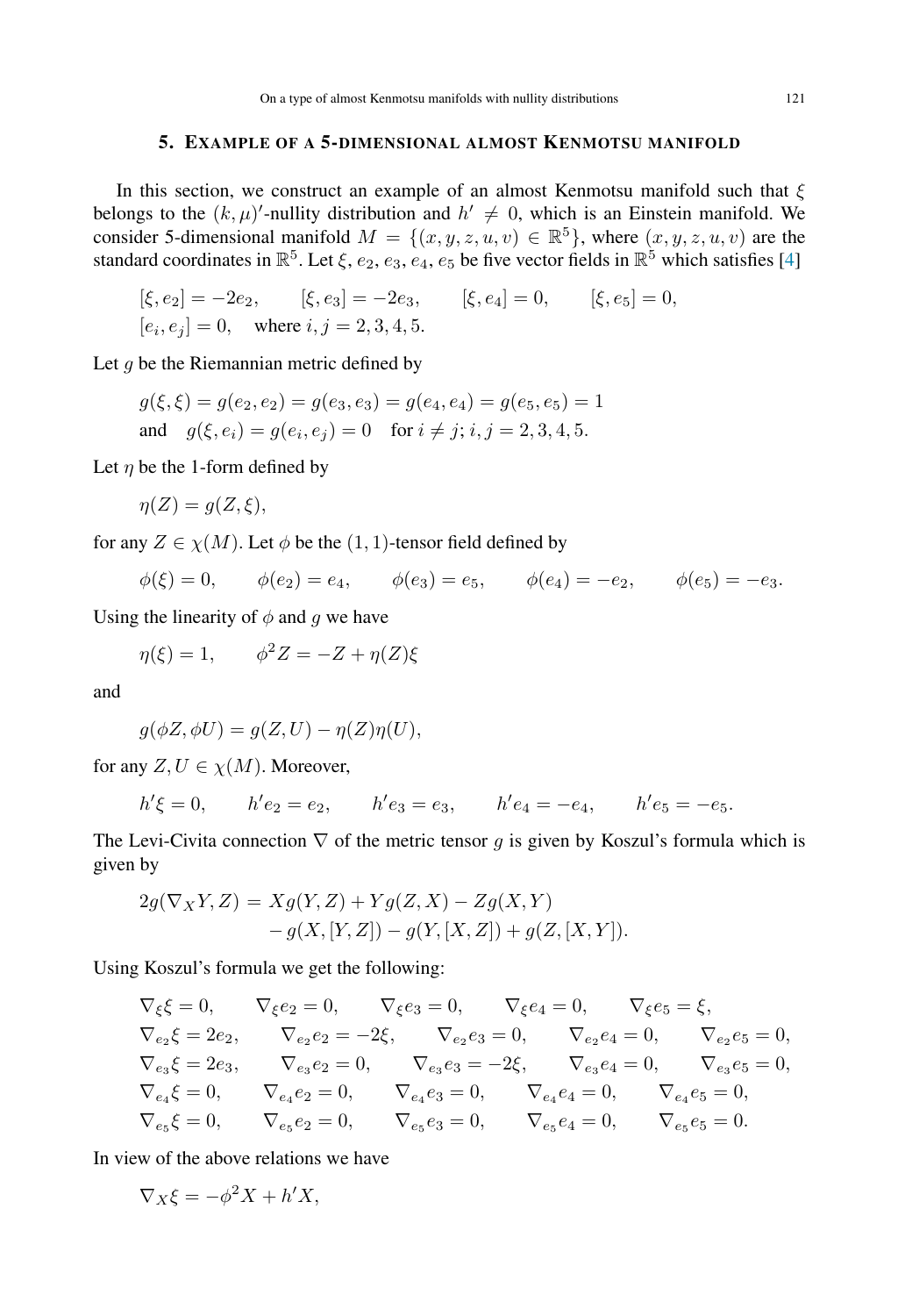## 5. Example of a 5-dimensional almost Kenmotsu manifold

In this section, we construct an example of an almost Kenmotsu manifold such that $\xi$ belongs to the $(k,\mu)'$-nullity distribution and $h' \neq 0$, which is an Einstein manifold. We consider 5-dimensional manifold $M = \{(x,y,z,u,v) \in \mathbb{R}^5\}$, where $(x,y,z,u,v)$ are the standard coordinates in $\mathbb{R}^5$. Let $\xi$, $e_2$, $e_3$, $e_4$, $e_5$ be five vector fields in $\mathbb{R}^5$ which satisfies [4]

$$[\xi, e_2] = -2e_2, \qquad [\xi, e_3] = -2e_3, \qquad [\xi, e_4] = 0, \qquad [\xi, e_5] = 0,$$
$$[e_i, e_j] = 0, \quad \text{where } i,j = 2,3,4,5.$$

Let $g$ be the Riemannian metric defined by

$$g(\xi,\xi) = g(e_2,e_2) = g(e_3,e_3) = g(e_4,e_4) = g(e_5,e_5) = 1$$
$$\text{and} \quad g(\xi, e_i) = g(e_i, e_j) = 0 \quad \text{for } i \neq j;\, i,j = 2,3,4,5.$$

Let $\eta$ be the 1-form defined by

$$\eta(Z) = g(Z, \xi),$$

for any $Z \in \chi(M)$. Let $\phi$ be the $(1,1)$-tensor field defined by

$$\phi(\xi) = 0, \qquad \phi(e_2) = e_4, \qquad \phi(e_3) = e_5, \qquad \phi(e_4) = -e_2, \qquad \phi(e_5) = -e_3.$$

Using the linearity of $\phi$ and $g$ we have

$$\eta(\xi) = 1, \qquad \phi^2 Z = -Z + \eta(Z)\xi$$

and

$$g(\phi Z, \phi U) = g(Z,U) - \eta(Z)\eta(U),$$

for any $Z, U \in \chi(M)$. Moreover,

$$h'\xi = 0, \qquad h'e_2 = e_2, \qquad h'e_3 = e_3, \qquad h'e_4 = -e_4, \qquad h'e_5 = -e_5.$$

The Levi-Civita connection $\nabla$ of the metric tensor $g$ is given by Koszul's formula which is given by

$$\begin{aligned} 2g(\nabla_X Y, Z) = \;& Xg(Y,Z) + Yg(Z,X) - Zg(X,Y) \\ & - g(X,[Y,Z]) - g(Y,[X,Z]) + g(Z,[X,Y]). \end{aligned}$$

Using Koszul's formula we get the following:

$$\begin{array}{lllll} \nabla_\xi \xi = 0, & \nabla_\xi e_2 = 0, & \nabla_\xi e_3 = 0, & \nabla_\xi e_4 = 0, & \nabla_\xi e_5 = \xi, \\ \nabla_{e_2} \xi = 2e_2, & \nabla_{e_2} e_2 = -2\xi, & \nabla_{e_2} e_3 = 0, & \nabla_{e_2} e_4 = 0, & \nabla_{e_2} e_5 = 0, \\ \nabla_{e_3} \xi = 2e_3, & \nabla_{e_3} e_2 = 0, & \nabla_{e_3} e_3 = -2\xi, & \nabla_{e_3} e_4 = 0, & \nabla_{e_3} e_5 = 0, \\ \nabla_{e_4} \xi = 0, & \nabla_{e_4} e_2 = 0, & \nabla_{e_4} e_3 = 0, & \nabla_{e_4} e_4 = 0, & \nabla_{e_4} e_5 = 0, \\ \nabla_{e_5} \xi = 0, & \nabla_{e_5} e_2 = 0, & \nabla_{e_5} e_3 = 0, & \nabla_{e_5} e_4 = 0, & \nabla_{e_5} e_5 = 0. \end{array}$$

In view of the above relations we have

$$\nabla_X \xi = -\phi^2 X + h'X,$$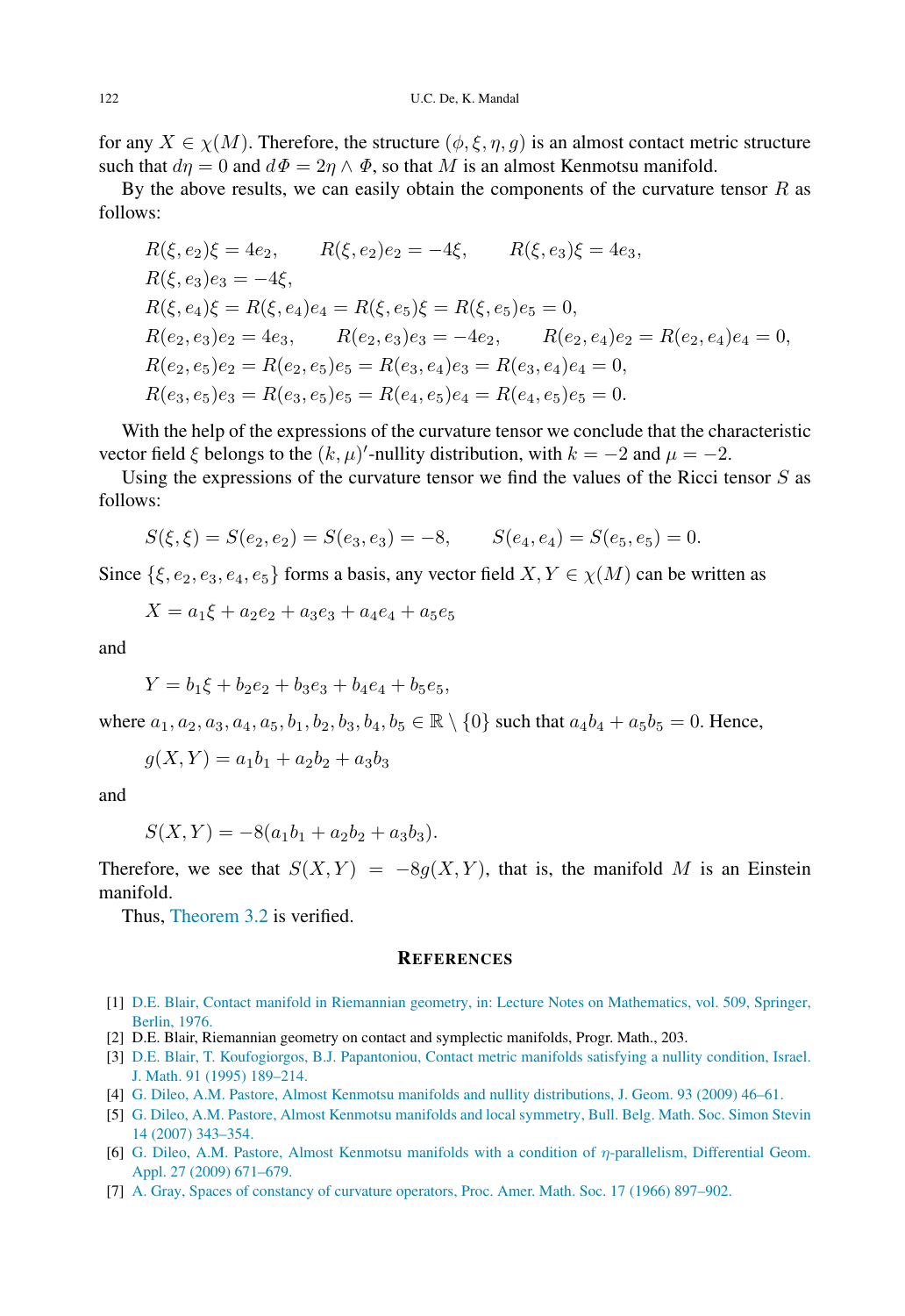for any $X \in \chi(M)$. Therefore, the structure $(\phi, \xi, \eta, g)$ is an almost contact metric structure such that $d\eta = 0$ and $d\Phi = 2\eta \wedge \Phi$, so that $M$ is an almost Kenmotsu manifold.

By the above results, we can easily obtain the components of the curvature tensor $R$ as follows:

$$
\begin{aligned}
&R(\xi, e_2)\xi = 4e_2, \qquad R(\xi, e_2)e_2 = -4\xi, \qquad R(\xi, e_3)\xi = 4e_3,\\
&R(\xi, e_3)e_3 = -4\xi,\\
&R(\xi, e_4)\xi = R(\xi, e_4)e_4 = R(\xi, e_5)\xi = R(\xi, e_5)e_5 = 0,\\
&R(e_2, e_3)e_2 = 4e_3, \qquad R(e_2, e_3)e_3 = -4e_2, \qquad R(e_2, e_4)e_2 = R(e_2, e_4)e_4 = 0,\\
&R(e_2, e_5)e_2 = R(e_2, e_5)e_5 = R(e_3, e_4)e_3 = R(e_3, e_4)e_4 = 0,\\
&R(e_3, e_5)e_3 = R(e_3, e_5)e_5 = R(e_4, e_5)e_4 = R(e_4, e_5)e_5 = 0.
\end{aligned}
$$

With the help of the expressions of the curvature tensor we conclude that the characteristic vector field $\xi$ belongs to the $(k, \mu)'$-nullity distribution, with $k = -2$ and $\mu = -2$.

Using the expressions of the curvature tensor we find the values of the Ricci tensor $S$ as follows:

$$
S(\xi, \xi) = S(e_2, e_2) = S(e_3, e_3) = -8, \qquad S(e_4, e_4) = S(e_5, e_5) = 0.
$$

Since $\{\xi, e_2, e_3, e_4, e_5\}$ forms a basis, any vector field $X, Y \in \chi(M)$ can be written as

$$
X = a_1\xi + a_2e_2 + a_3e_3 + a_4e_4 + a_5e_5
$$

and

$$
Y = b_1\xi + b_2e_2 + b_3e_3 + b_4e_4 + b_5e_5,
$$

where $a_1, a_2, a_3, a_4, a_5, b_1, b_2, b_3, b_4, b_5 \in \mathbb{R} \setminus \{0\}$ such that $a_4b_4 + a_5b_5 = 0$. Hence,

$$
g(X, Y) = a_1b_1 + a_2b_2 + a_3b_3
$$

and

$$
S(X, Y) = -8(a_1b_1 + a_2b_2 + a_3b_3).
$$

Therefore, we see that $S(X, Y) = -8g(X, Y)$, that is, the manifold $M$ is an Einstein manifold.

Thus, Theorem 3.2 is verified.

## References

[1] D.E. Blair, Contact manifold in Riemannian geometry, in: Lecture Notes on Mathematics, vol. 509, Springer, Berlin, 1976.

[2] D.E. Blair, Riemannian geometry on contact and symplectic manifolds, Progr. Math., 203.

[3] D.E. Blair, T. Koufogiorgos, B.J. Papantoniou, Contact metric manifolds satisfying a nullity condition, Israel. J. Math. 91 (1995) 189–214.

[4] G. Dileo, A.M. Pastore, Almost Kenmotsu manifolds and nullity distributions, J. Geom. 93 (2009) 46–61.

[5] G. Dileo, A.M. Pastore, Almost Kenmotsu manifolds and local symmetry, Bull. Belg. Math. Soc. Simon Stevin 14 (2007) 343–354.

[6] G. Dileo, A.M. Pastore, Almost Kenmotsu manifolds with a condition of $\eta$-parallelism, Differential Geom. Appl. 27 (2009) 671–679.

[7] A. Gray, Spaces of constancy of curvature operators, Proc. Amer. Math. Soc. 17 (1966) 897–902.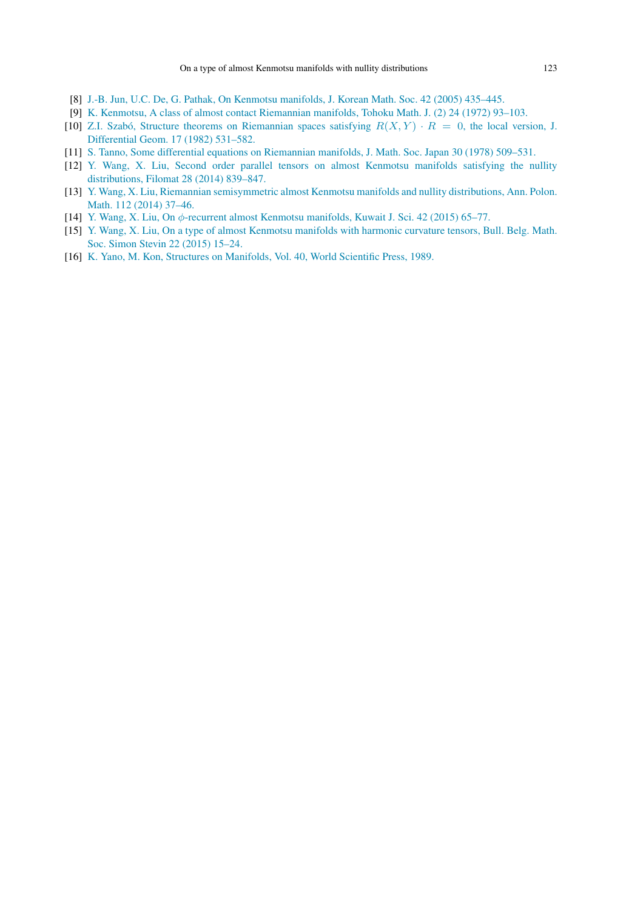[8] J.-B. Jun, U.C. De, G. Pathak, On Kenmotsu manifolds, J. Korean Math. Soc. 42 (2005) 435–445.

[9] K. Kenmotsu, A class of almost contact Riemannian manifolds, Tohoku Math. J. (2) 24 (1972) 93–103.

[10] Z.I. Szabó, Structure theorems on Riemannian spaces satisfying $R(X,Y) \cdot R = 0$, the local version, J. Differential Geom. 17 (1982) 531–582.

[11] S. Tanno, Some differential equations on Riemannian manifolds, J. Math. Soc. Japan 30 (1978) 509–531.

[12] Y. Wang, X. Liu, Second order parallel tensors on almost Kenmotsu manifolds satisfying the nullity distributions, Filomat 28 (2014) 839–847.

[13] Y. Wang, X. Liu, Riemannian semisymmetric almost Kenmotsu manifolds and nullity distributions, Ann. Polon. Math. 112 (2014) 37–46.

[14] Y. Wang, X. Liu, On $\phi$-recurrent almost Kenmotsu manifolds, Kuwait J. Sci. 42 (2015) 65–77.

[15] Y. Wang, X. Liu, On a type of almost Kenmotsu manifolds with harmonic curvature tensors, Bull. Belg. Math. Soc. Simon Stevin 22 (2015) 15–24.

[16] K. Yano, M. Kon, Structures on Manifolds, Vol. 40, World Scientific Press, 1989.